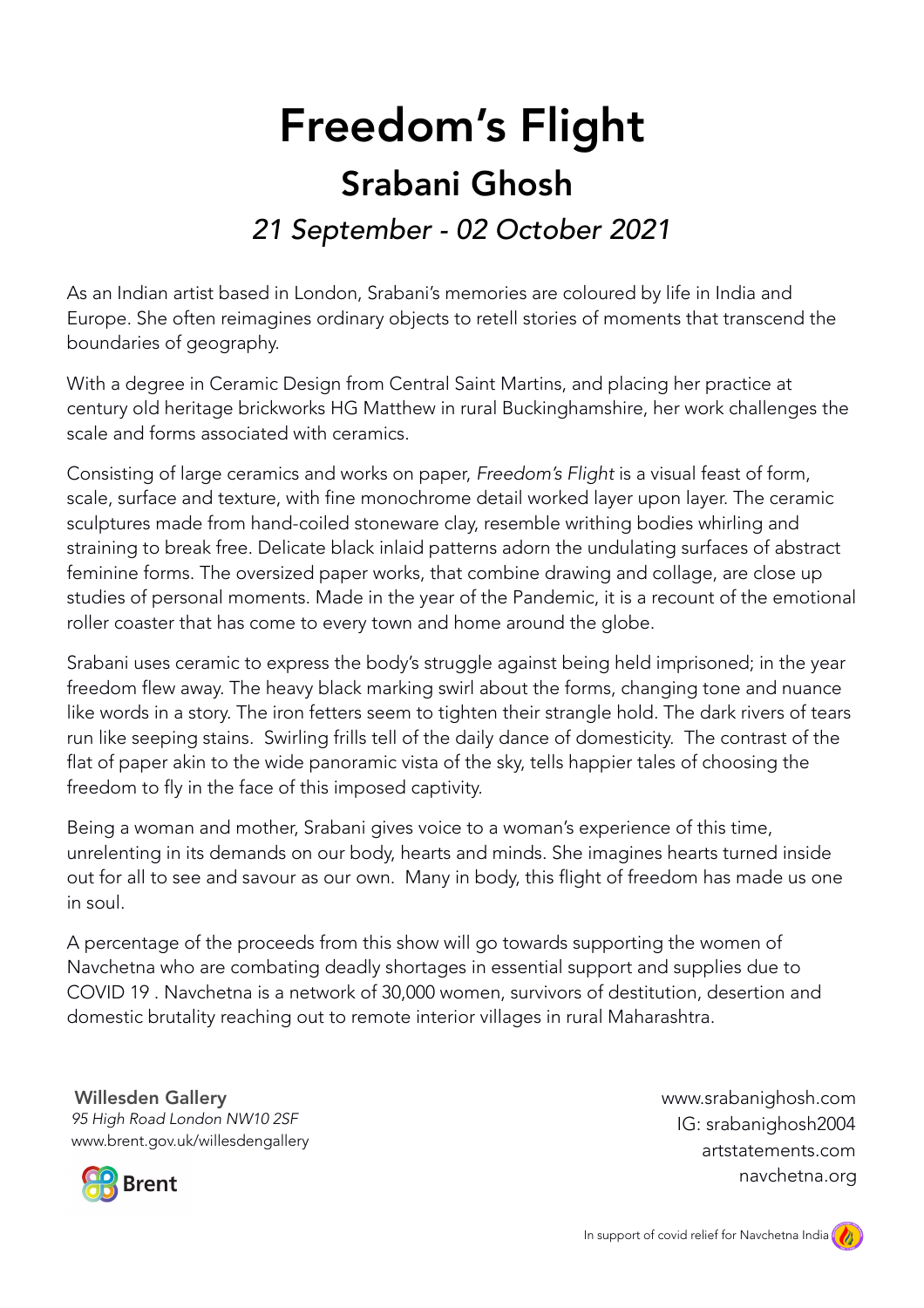# Freedom's Flight

## Srabani Ghosh

### *21 September - 02 October 2021*

As an Indian artist based in London, Srabani's memories are coloured by life in India and Europe. She often reimagines ordinary objects to retell stories of moments that transcend the boundaries of geography.

With a degree in Ceramic Design from Central Saint Martins, and placing her practice at century old heritage brickworks HG Matthew in rural Buckinghamshire, her work challenges the scale and forms associated with ceramics.

Consisting of large ceramics and works on paper, *Freedom's Flight* is a visual feast of form, scale, surface and texture, with fine monochrome detail worked layer upon layer. The ceramic sculptures made from hand-coiled stoneware clay, resemble writhing bodies whirling and straining to break free. Delicate black inlaid patterns adorn the undulating surfaces of abstract feminine forms. The oversized paper works, that combine drawing and collage, are close up studies of personal moments. Made in the year of the Pandemic, it is a recount of the emotional roller coaster that has come to every town and home around the globe.

Srabani uses ceramic to express the body's struggle against being held imprisoned; in the year freedom flew away. The heavy black marking swirl about the forms, changing tone and nuance like words in a story. The iron fetters seem to tighten their strangle hold. The dark rivers of tears run like seeping stains. Swirling frills tell of the daily dance of domesticity. The contrast of the flat of paper akin to the wide panoramic vista of the sky, tells happier tales of choosing the freedom to fly in the face of this imposed captivity.

Being a woman and mother, Srabani gives voice to a woman's experience of this time, unrelenting in its demands on our body, hearts and minds. She imagines hearts turned inside out for all to see and savour as our own. Many in body, this flight of freedom has made us one in soul.

A percentage of the proceeds from this show will go towards supporting the women of Navchetna who are combating deadly shortages in essential support and supplies due to COVID 19 . Navchetna is a network of 30,000 women, survivors of destitution, desertion and domestic brutality reaching out to remote interior villages in rural Maharashtra.

**Willesden Gallery**
*95 High Road London NW10 2SF*
www.brent.gov.uk/willesdengallery

Brent

www.srabanighosh.com
IG: srabanighosh2004
artstatements.com
navchetna.org

In support of covid relief for Navchetna India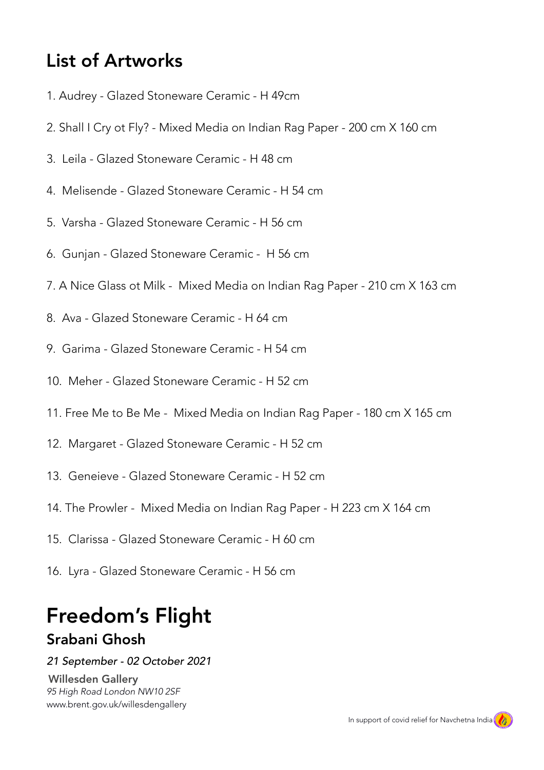## List of Artworks

1. Audrey - Glazed Stoneware Ceramic - H 49cm
2. Shall I Cry ot Fly? - Mixed Media on Indian Rag Paper - 200 cm X 160 cm
3. Leila - Glazed Stoneware Ceramic - H 48 cm
4. Melisende - Glazed Stoneware Ceramic - H 54 cm
5. Varsha - Glazed Stoneware Ceramic - H 56 cm
6. Gunjan - Glazed Stoneware Ceramic - H 56 cm
7. A Nice Glass ot Milk - Mixed Media on Indian Rag Paper - 210 cm X 163 cm
8. Ava - Glazed Stoneware Ceramic - H 64 cm
9. Garima - Glazed Stoneware Ceramic - H 54 cm
10. Meher - Glazed Stoneware Ceramic - H 52 cm
11. Free Me to Be Me - Mixed Media on Indian Rag Paper - 180 cm X 165 cm
12. Margaret - Glazed Stoneware Ceramic - H 52 cm
13. Geneieve - Glazed Stoneware Ceramic - H 52 cm
14. The Prowler - Mixed Media on Indian Rag Paper - H 223 cm X 164 cm
15. Clarissa - Glazed Stoneware Ceramic - H 60 cm
16. Lyra - Glazed Stoneware Ceramic - H 56 cm

# Freedom's Flight

## Srabani Ghosh

*21 September - 02 October 2021*

**Willesden Gallery**
*95 High Road London NW10 2SF*
www.brent.gov.uk/willesdengallery

In support of covid relief for Navchetna India